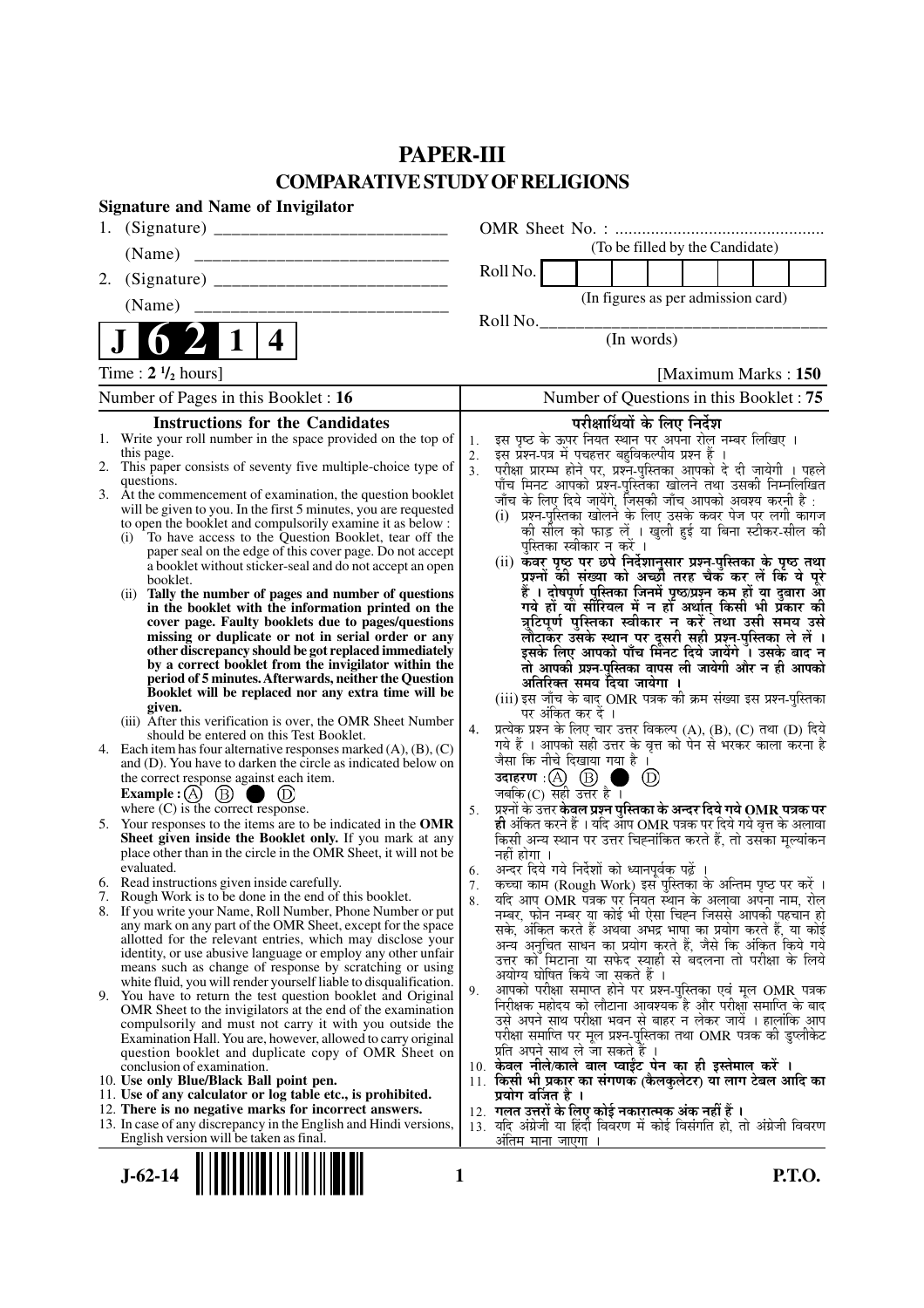# PAPER-III

## COMPARATIVE STUDY OF RELIGIONS

**Signature and Name of Invigilator**

1. (Signature) __________________________

   (Name) __________________________

2. (Signature) __________________________

   (Name) __________________________

OMR Sheet No. : ...............................................

(To be filled by the Candidate)

Roll No. | | | | | | | | |

(In figures as per admission card)

Roll No.________________________________

(In words)

**J 6 2 1 4**

Time : **2 ½ hours]** **[Maximum Marks : 150**

Number of Pages in this Booklet : 16 | Number of Questions in this Booklet : 75

### Instructions for the Candidates

1. Write your roll number in the space provided on the top of this page.
2. This paper consists of seventy five multiple-choice type of questions.
3. At the commencement of examination, the question booklet will be given to you. In the first 5 minutes, you are requested to open the booklet and compulsorily examine it as below :
   (i) To have access to the Question Booklet, tear off the paper seal on the edge of this cover page. Do not accept a booklet without sticker-seal and do not accept an open booklet.
   (ii) **Tally the number of pages and number of questions in the booklet with the information printed on the cover page. Faulty booklets due to pages/questions missing or duplicate or not in serial order or any other discrepancy should be got replaced immediately by a correct booklet from the invigilator within the period of 5 minutes. Afterwards, neither the Question Booklet will be replaced nor any extra time will be given.**
   (iii) After this verification is over, the OMR Sheet Number should be entered on this Test Booklet.
4. Each item has four alternative responses marked (A), (B), (C) and (D). You have to darken the circle as indicated below on the correct response against each item.
   **Example :** (A) (B) ● (D)
   where (C) is the correct response.
5. Your responses to the items are to be indicated in the **OMR Sheet given inside the Booklet only.** If you mark at any place other than in the circle in the OMR Sheet, it will not be evaluated.
6. Read instructions given inside carefully.
7. Rough Work is to be done in the end of this booklet.
8. If you write your Name, Roll Number, Phone Number or put any mark on any part of the OMR Sheet, except for the space allotted for the relevant entries, which may disclose your identity, or use abusive language or employ any other unfair means such as change of response by scratching or using white fluid, you will render yourself liable to disqualification.
9. You have to return the test question booklet and Original OMR Sheet to the invigilators at the end of the examination compulsorily and must not carry it with you outside the Examination Hall. You are, however, allowed to carry original question booklet and duplicate copy of OMR Sheet on conclusion of examination.
10. **Use only Blue/Black Ball point pen.**
11. **Use of any calculator or log table etc., is prohibited.**
12. **There is no negative marks for incorrect answers.**
13. In case of any discrepancy in the English and Hindi versions, English version will be taken as final.

### परीक्षार्थियों के लिए निर्देश

1. इस पृष्ठ के ऊपर नियत स्थान पर अपना रोल नम्बर लिखिए ।
2. इस प्रश्न-पत्र में पचहत्तर बहुविकल्पीय प्रश्न हैं ।
3. परीक्षा प्रारम्भ होने पर, प्रश्न-पुस्तिका आपको दे दी जायेगी । पहले पाँच मिनट आपको प्रश्न-पुस्तिका खोलने तथा उसकी निम्नलिखित जाँच के लिए दिये जायेंगे, जिसकी जाँच आपको अवश्य करनी है :
   (i) प्रश्न-पुस्तिका खोलने के लिए उसके कवर पेज पर लगी कागज की सील को फाड़ लें । खुली हुई या बिना स्टीकर-सील की पुस्तिका स्वीकार न करें ।
   (ii) **कवर पृष्ठ पर छपे निर्देशानुसार प्रश्न-पुस्तिका के पृष्ठ तथा प्रश्नों की संख्या को अच्छी तरह चैक कर लें कि ये पूरे हैं । दोषपूर्ण पुस्तिका जिनमें पृष्ठ/प्रश्न कम हों या दुबारा आ गये हों या सीरियल में न हों अर्थात् किसी भी प्रकार की त्रुटिपूर्ण पुस्तिका स्वीकार न करें तथा उसी समय उसे लौटाकर उसके स्थान पर दूसरी सही प्रश्न-पुस्तिका ले लें । इसके लिए आपको पाँच मिनट दिये जायेंगे । उसके बाद न तो आपकी प्रश्न-पुस्तिका वापस ली जायेगी और न ही आपको अतिरिक्त समय दिया जायेगा ।**
   (iii) इस जाँच के बाद OMR पत्रक की क्रम संख्या इस प्रश्न-पुस्तिका पर अंकित कर दें ।
4. प्रत्येक प्रश्न के लिए चार उत्तर विकल्प (A), (B), (C) तथा (D) दिये गये हैं । आपको सही उत्तर के वृत्त को पेन से भरकर काला करना है जैसा कि नीचे दिखाया गया है ।
   **उदाहरण :** (A) (B) ● (D)
   जबकि (C) सही उत्तर है ।
5. प्रश्नों के उत्तर **केवल प्रश्न पुस्तिका के अन्दर दिये गये OMR पत्रक पर ही** अंकित करने हैं । यदि आप OMR पत्रक पर दिये गये वृत्त के अलावा किसी अन्य स्थान पर उत्तर चिह्नांकित करते हैं, तो उसका मूल्यांकन नहीं होगा ।
6. अन्दर दिये गये निर्देशों को ध्यानपूर्वक पढ़ें ।
7. कच्चा काम (Rough Work) इस पुस्तिका के अन्तिम पृष्ठ पर करें ।
8. यदि आप OMR पत्रक पर नियत स्थान के अलावा अपना नाम, रोल नम्बर, फोन नम्बर या कोई भी ऐसा चिह्न जिससे आपकी पहचान हो सके, अंकित करते हैं अथवा अभद्र भाषा का प्रयोग करते हैं, या कोई अन्य अनुचित साधन का प्रयोग करते हैं, जैसे कि अंकित किये गये उत्तर को मिटाना या सफेद स्याही से बदलना तो परीक्षा के लिये अयोग्य घोषित किये जा सकते हैं ।
9. आपको परीक्षा समाप्त होने पर प्रश्न-पुस्तिका एवं मूल OMR पत्रक निरीक्षक महोदय को लौटाना आवश्यक है और परीक्षा समाप्ति के बाद उसे अपने साथ परीक्षा भवन से बाहर न लेकर जायें । हालांकि आप परीक्षा समाप्ति पर मूल प्रश्न-पुस्तिका तथा OMR पत्रक की डुप्लीकेट प्रति अपने साथ ले जा सकते हैं ।
10. **केवल नीले/काले बाल प्वाईंट पेन का ही इस्तेमाल करें ।**
11. **किसी भी प्रकार का संगणक (कैलकुलेटर) या लाग टेबल आदि का प्रयोग वर्जित है ।**
12. **गलत उत्तरों के लिए कोई नकारात्मक अंक नहीं हैं ।**
13. यदि अंग्रेजी या हिंदी विवरण में कोई विसंगति हो, तो अंग्रेजी विवरण अंतिम माना जाएगा ।

J-62-14 **P.T.O.**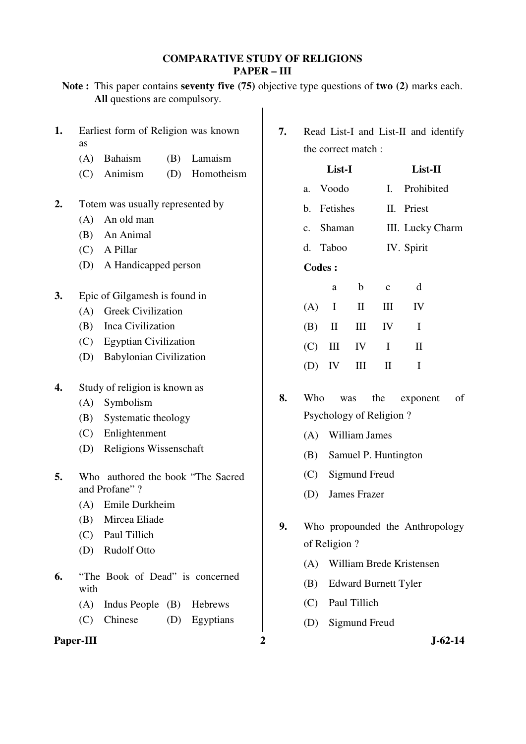# COMPARATIVE STUDY OF RELIGIONS
## PAPER – III

**Note :** This paper contains **seventy five (75)** objective type questions of **two (2)** marks each. **All** questions are compulsory.

**1.** Earliest form of Religion was known as

(A) Bahaism (B) Lamaism

(C) Animism (D) Homotheism

**2.** Totem was usually represented by

(A) An old man

(B) An Animal

(C) A Pillar

(D) A Handicapped person

**3.** Epic of Gilgamesh is found in

(A) Greek Civilization

(B) Inca Civilization

(C) Egyptian Civilization

(D) Babylonian Civilization

**4.** Study of religion is known as

(A) Symbolism

(B) Systematic theology

(C) Enlightenment

(D) Religions Wissenschaft

**5.** Who authored the book "The Sacred and Profane" ?

(A) Emile Durkheim

(B) Mircea Eliade

(C) Paul Tillich

(D) Rudolf Otto

**6.** "The Book of Dead" is concerned with

(A) Indus People (B) Hebrews

(C) Chinese (D) Egyptians

**7.** Read List-I and List-II and identify the correct match :

| List-I | List-II |
|---|---|
| a. Voodo | I. Prohibited |
| b. Fetishes | II. Priest |
| c. Shaman | III. Lucky Charm |
| d. Taboo | IV. Spirit |

**Codes :**

| | a | b | c | d |
|---|---|---|---|---|
| (A) | I | II | III | IV |
| (B) | II | III | IV | I |
| (C) | III | IV | I | II |
| (D) | IV | III | II | I |

**8.** Who was the exponent of Psychology of Religion ?

(A) William James

(B) Samuel P. Huntington

(C) Sigmund Freud

(D) James Frazer

**9.** Who propounded the Anthropology of Religion ?

(A) William Brede Kristensen

(B) Edward Burnett Tyler

(C) Paul Tillich

(D) Sigmund Freud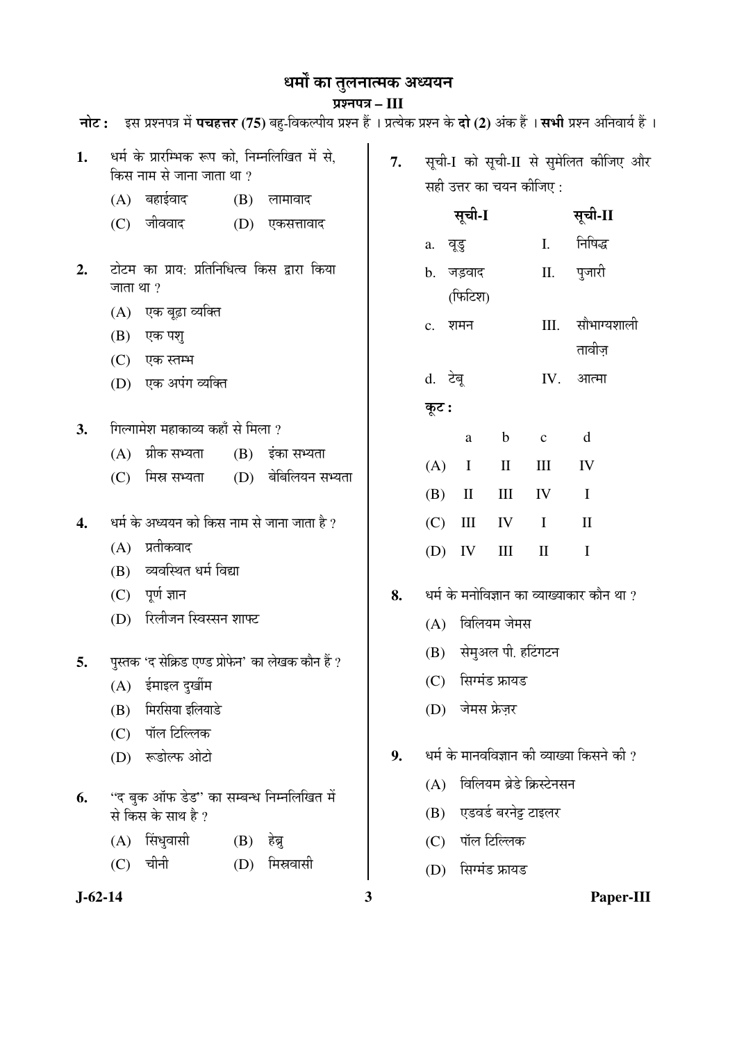# धर्मों का तुलनात्मक अध्ययन

## प्रश्नपत्र – III

**नोट :** इस प्रश्नपत्र में **पचहत्तर (75)** बहु-विकल्पीय प्रश्न हैं । प्रत्येक प्रश्न के **दो (2)** अंक हैं । **सभी** प्रश्न अनिवार्य हैं ।

**1.** धर्म के प्रारम्भिक रूप को, निम्नलिखित में से, किस नाम से जाना जाता था ?

(A) बहाईवाद (B) लामावाद

(C) जीववाद (D) एकसत्तावाद

**2.** टोटम का प्राय: प्रतिनिधित्व किस द्वारा किया जाता था ?

(A) एक बूढ़ा व्यक्ति

(B) एक पशु

(C) एक स्तम्भ

(D) एक अपंग व्यक्ति

**3.** गिल्गामेश महाकाव्य कहाँ से मिला ?

(A) ग्रीक सभ्यता (B) इंका सभ्यता

(C) मिस्र सभ्यता (D) बेबिलियन सभ्यता

**4.** धर्म के अध्ययन को किस नाम से जाना जाता है ?

(A) प्रतीकवाद

(B) व्यवस्थित धर्म विद्या

(C) पूर्ण ज्ञान

(D) रिलीजन स्विस्सन शाफ्ट

**5.** पुस्तक 'द सेक्रिड एण्ड प्रोफेन' का लेखक कौन हैं ?

(A) ईमाइल दुर्खीम

(B) मिरसिया इलियाडे

(C) पॉल टिल्लिक

(D) रूडोल्फ ओटो

**6.** "द बुक ऑफ डेड" का सम्बन्ध निम्नलिखित में से किस के साथ है ?

(A) सिंधुवासी (B) हेब्रु

(C) चीनी (D) मिस्रवासी

**7.** सूची-I को सूची-II से सुमेलित कीजिए और सही उत्तर का चयन कीजिए :

| सूची-I | सूची-II |
|---|---|
| a. वूडु | I. निषिद्ध |
| b. जड़वाद (फिटिश) | II. पुजारी |
| c. शमन | III. सौभाग्यशाली तावीज़ |
| d. टेबू | IV. आत्मा |

**कूट :**

| | a | b | c | d |
|---|---|---|---|---|
| (A) | I | II | III | IV |
| (B) | II | III | IV | I |
| (C) | III | IV | I | II |
| (D) | IV | III | II | I |

**8.** धर्म के मनोविज्ञान का व्याख्याकार कौन था ?

(A) विलियम जेमस

(B) सेमुअल पी. हटिंगटन

(C) सिग्मंड फ्रायड

(D) जेमस फ्रेज़र

**9.** धर्म के मानवविज्ञान की व्याख्या किसने की ?

(A) विलियम ब्रेडे क्रिस्टेनसन

(B) एडवर्ड बरनेट्ट टाइलर

(C) पॉल टिल्लिक

(D) सिग्मंड फ्रायड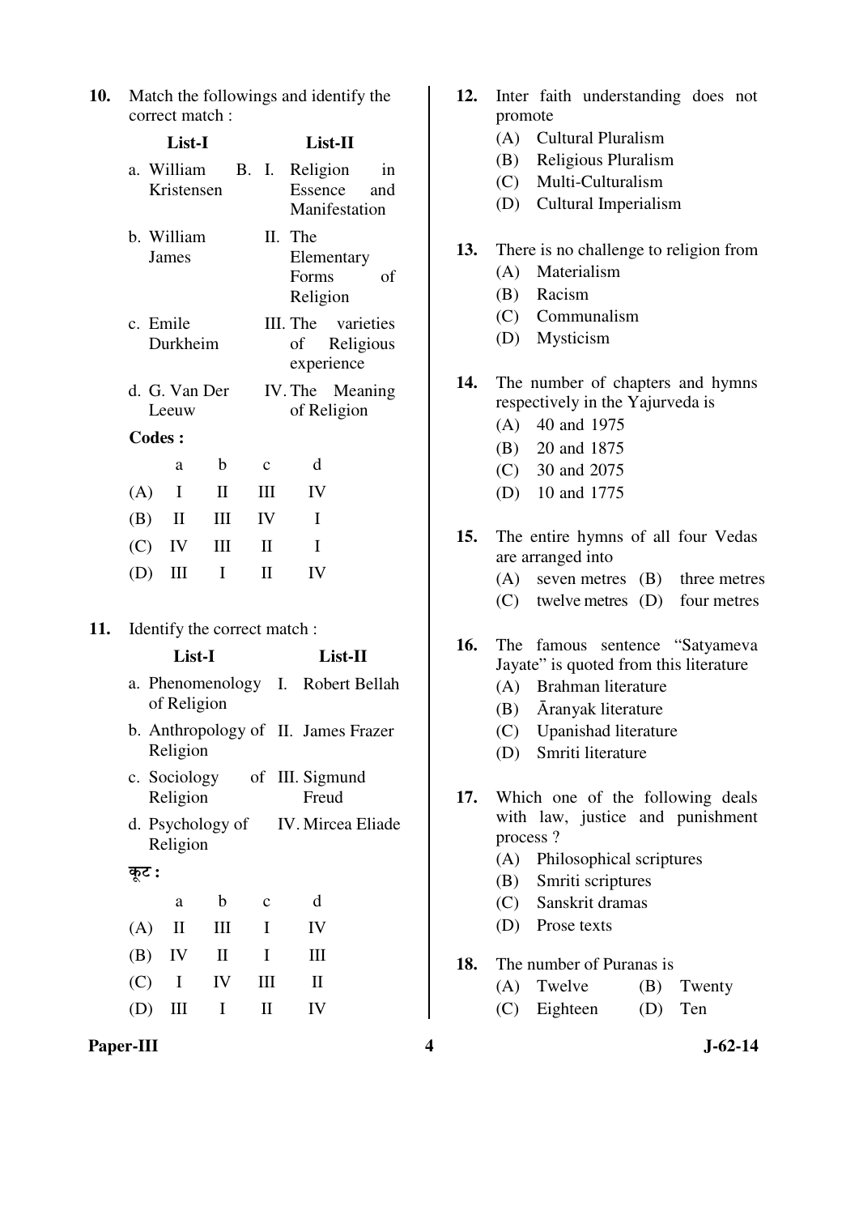**10.** Match the followings and identify the correct match :

| List-I | List-II |
|---|---|
| a. William B. Kristensen | I. Religion in Essence and Manifestation |
| b. William James | II. The Elementary Forms of Religion |
| c. Emile Durkheim | III. The varieties of Religious experience |
| d. G. Van Der Leeuw | IV. The Meaning of Religion |

**Codes :**

| | a | b | c | d |
|---|---|---|---|---|
| (A) | I | II | III | IV |
| (B) | II | III | IV | I |
| (C) | IV | III | II | I |
| (D) | III | I | II | IV |

**11.** Identify the correct match :

| List-I | List-II |
|---|---|
| a. Phenomenology of Religion | I. Robert Bellah |
| b. Anthropology of Religion | II. James Frazer |
| c. Sociology of Religion | III. Sigmund Freud |
| d. Psychology of Religion | IV. Mircea Eliade |

**कूट :**

| | a | b | c | d |
|---|---|---|---|---|
| (A) | II | III | I | IV |
| (B) | IV | II | I | III |
| (C) | I | IV | III | II |
| (D) | III | I | II | IV |

**12.** Inter faith understanding does not promote
- (A) Cultural Pluralism
- (B) Religious Pluralism
- (C) Multi-Culturalism
- (D) Cultural Imperialism

**13.** There is no challenge to religion from
- (A) Materialism
- (B) Racism
- (C) Communalism
- (D) Mysticism

**14.** The number of chapters and hymns respectively in the Yajurveda is
- (A) 40 and 1975
- (B) 20 and 1875
- (C) 30 and 2075
- (D) 10 and 1775

**15.** The entire hymns of all four Vedas are arranged into
- (A) seven metres
- (B) three metres
- (C) twelve metres
- (D) four metres

**16.** The famous sentence "Satyameva Jayate" is quoted from this literature
- (A) Brahman literature
- (B) Āranyak literature
- (C) Upanishad literature
- (D) Smriti literature

**17.** Which one of the following deals with law, justice and punishment process ?
- (A) Philosophical scriptures
- (B) Smriti scriptures
- (C) Sanskrit dramas
- (D) Prose texts

**18.** The number of Puranas is
- (A) Twelve
- (B) Twenty
- (C) Eighteen
- (D) Ten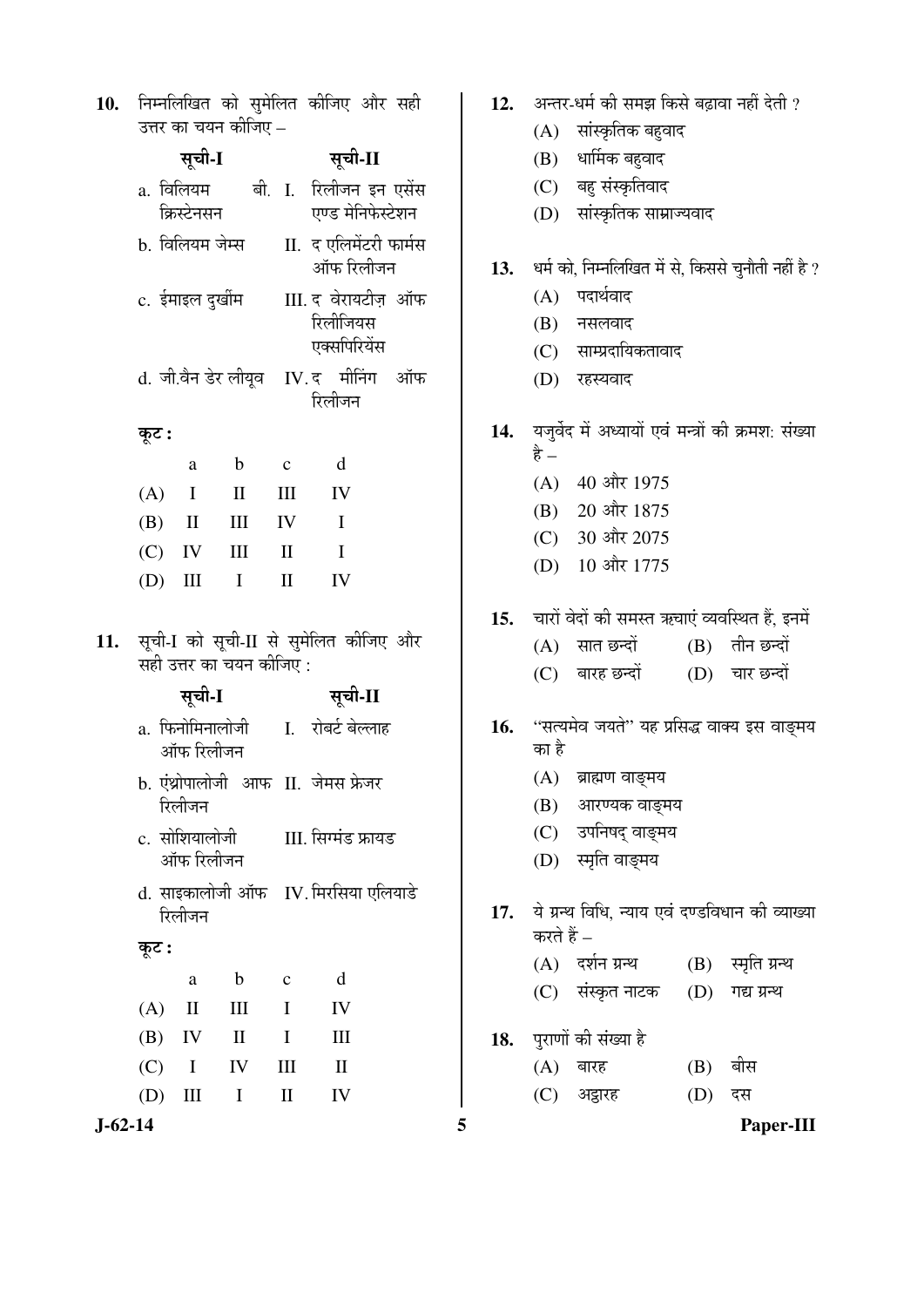10. निम्नलिखित को सुमेलित कीजिए और सही उत्तर का चयन कीजिए –

| सूची-I | सूची-II |
|---|---|
| a. विलियम बी. क्रिस्टेनसन | I. रिलीजन इन एसेंस एण्ड मेनिफेस्टेशन |
| b. विलियम जेम्स | II. द एलिमेंटरी फार्मस ऑफ रिलीजन |
| c. ईमाइल दुर्खीम | III. द वेरायटीज़ ऑफ रिलीजियस एक्सपिरियेंस |
| d. जी.वैन डेर लीयूव | IV. द मीनिंग ऑफ रिलीजन |

**कूट :**

| | a | b | c | d |
|---|---|---|---|---|
| (A) | I | II | III | IV |
| (B) | II | III | IV | I |
| (C) | IV | III | II | I |
| (D) | III | I | II | IV |

11. सूची-I को सूची-II से सुमेलित कीजिए और सही उत्तर का चयन कीजिए :

| सूची-I | सूची-II |
|---|---|
| a. फिनोमिनालोजी ऑफ रिलीजन | I. रोबर्ट बेल्लाह |
| b. एंथ्रोपालोजी आफ रिलीजन | II. जेमस फ्रेजर |
| c. सोशियालोजी ऑफ रिलीजन | III. सिग्मंड फ्रायड |
| d. साइकालोजी ऑफ रिलीजन | IV. मिरसिया एलियाडे |

**कूट :**

| | a | b | c | d |
|---|---|---|---|---|
| (A) | II | III | I | IV |
| (B) | IV | II | I | III |
| (C) | I | IV | III | II |
| (D) | III | I | II | IV |

12. अन्तर-धर्म की समझ किसे बढ़ावा नहीं देती ?
   (A) सांस्कृतिक बहुवाद
   (B) धार्मिक बहुवाद
   (C) बहु संस्कृतिवाद
   (D) सांस्कृतिक साम्राज्यवाद

13. धर्म को, निम्नलिखित में से, किससे चुनौती नहीं है ?
   (A) पदार्थवाद
   (B) नसलवाद
   (C) साम्प्रदायिकतावाद
   (D) रहस्यवाद

14. यजुर्वेद में अध्यायों एवं मन्त्रों की क्रमशः संख्या है –
   (A) 40 और 1975
   (B) 20 और 1875
   (C) 30 और 2075
   (D) 10 और 1775

15. चारों वेदों की समस्त ऋचाएं व्यवस्थित हैं, इनमें
   (A) सात छन्दों
   (B) तीन छन्दों
   (C) बारह छन्दों
   (D) चार छन्दों

16. "सत्यमेव जयते" यह प्रसिद्ध वाक्य इस वाङ्मय का है
   (A) ब्राह्मण वाङ्मय
   (B) आरण्यक वाङ्मय
   (C) उपनिषद् वाङ्मय
   (D) स्मृति वाङ्मय

17. ये ग्रन्थ विधि, न्याय एवं दण्डविधान की व्याख्या करते हैं –
   (A) दर्शन ग्रन्थ
   (B) स्मृति ग्रन्थ
   (C) संस्कृत नाटक
   (D) गद्य ग्रन्थ

18. पुराणों की संख्या है
   (A) बारह
   (B) बीस
   (C) अट्ठारह
   (D) दस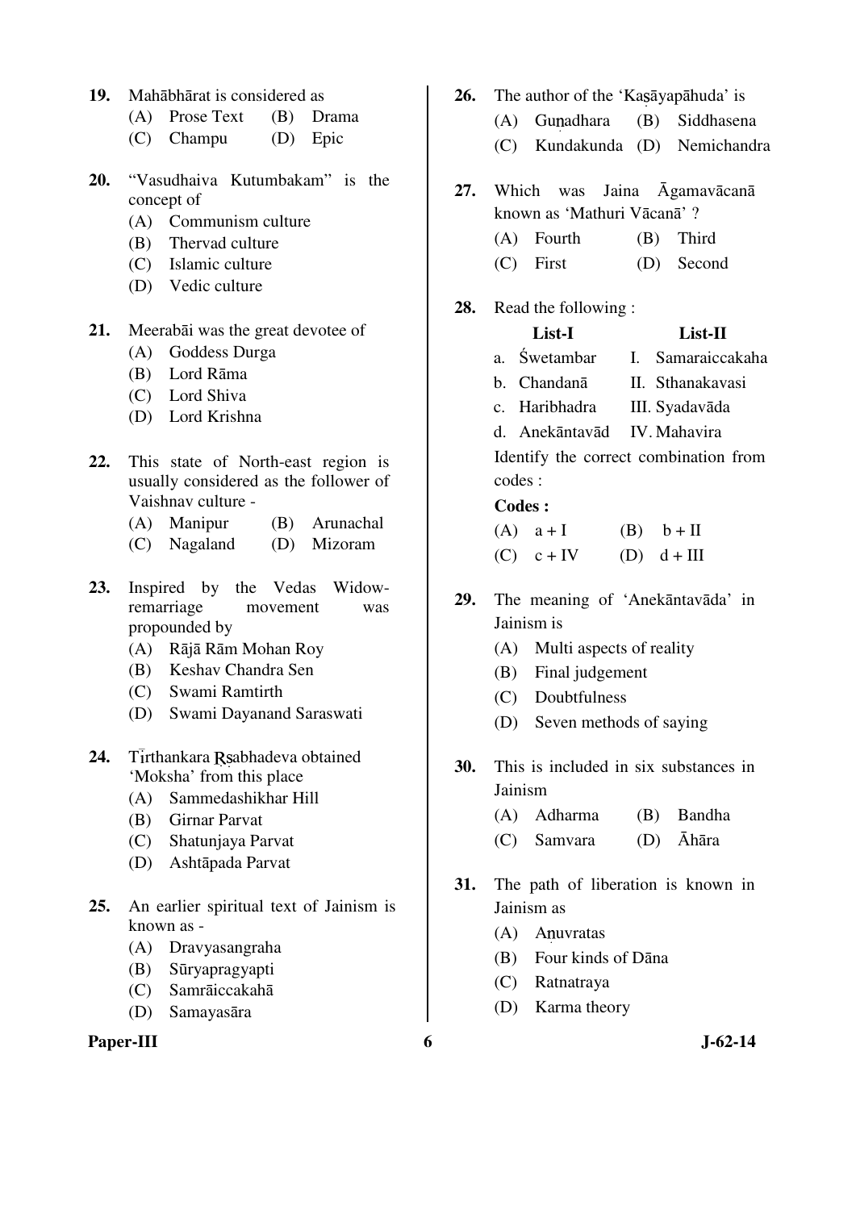**19.** Mahābhārat is considered as

(A) Prose Text (B) Drama

(C) Champu (D) Epic

**20.** "Vasudhaiva Kutumbakam" is the concept of

(A) Communism culture

(B) Thervad culture

(C) Islamic culture

(D) Vedic culture

**21.** Meerabāi was the great devotee of

(A) Goddess Durga

(B) Lord Rāma

(C) Lord Shiva

(D) Lord Krishna

**22.** This state of North-east region is usually considered as the follower of Vaishnav culture -

(A) Manipur (B) Arunachal

(C) Nagaland (D) Mizoram

**23.** Inspired by the Vedas Widow-remarriage movement was propounded by

(A) Rājā Rām Mohan Roy

(B) Keshav Chandra Sen

(C) Swami Ramtirth

(D) Swami Dayanand Saraswati

**24.** Tīrthankara Ṛṣabhadeva obtained 'Moksha' from this place

(A) Sammedashikhar Hill

(B) Girnar Parvat

(C) Shatunjaya Parvat

(D) Ashtāpada Parvat

**25.** An earlier spiritual text of Jainism is known as -

(A) Dravyasangraha

(B) Sūryapragyapti

(C) Samrāiccakahā

(D) Samayasāra

**26.** The author of the 'Kaṣāyapāhuda' is

(A) Guṇadhara (B) Siddhasena

(C) Kundakunda (D) Nemichandra

**27.** Which was Jaina Āgamavācanā known as 'Mathuri Vācanā' ?

(A) Fourth (B) Third

(C) First (D) Second

**28.** Read the following :

| List-I | List-II |
|---|---|
| a. Śwetambar | I. Samaraiccakaha |
| b. Chandanā | II. Sthanakavasi |
| c. Haribhadra | III. Syadavāda |
| d. Anekāntavād | IV. Mahavira |

Identify the correct combination from codes :

**Codes :**

(A) a + I (B) b + II

(C) c + IV (D) d + III

**29.** The meaning of 'Anekāntavāda' in Jainism is

(A) Multi aspects of reality

(B) Final judgement

(C) Doubtfulness

(D) Seven methods of saying

**30.** This is included in six substances in Jainism

(A) Adharma (B) Bandha

(C) Samvara (D) Āhāra

**31.** The path of liberation is known in Jainism as

(A) Aṇuvratas

(B) Four kinds of Dāna

(C) Ratnatraya

(D) Karma theory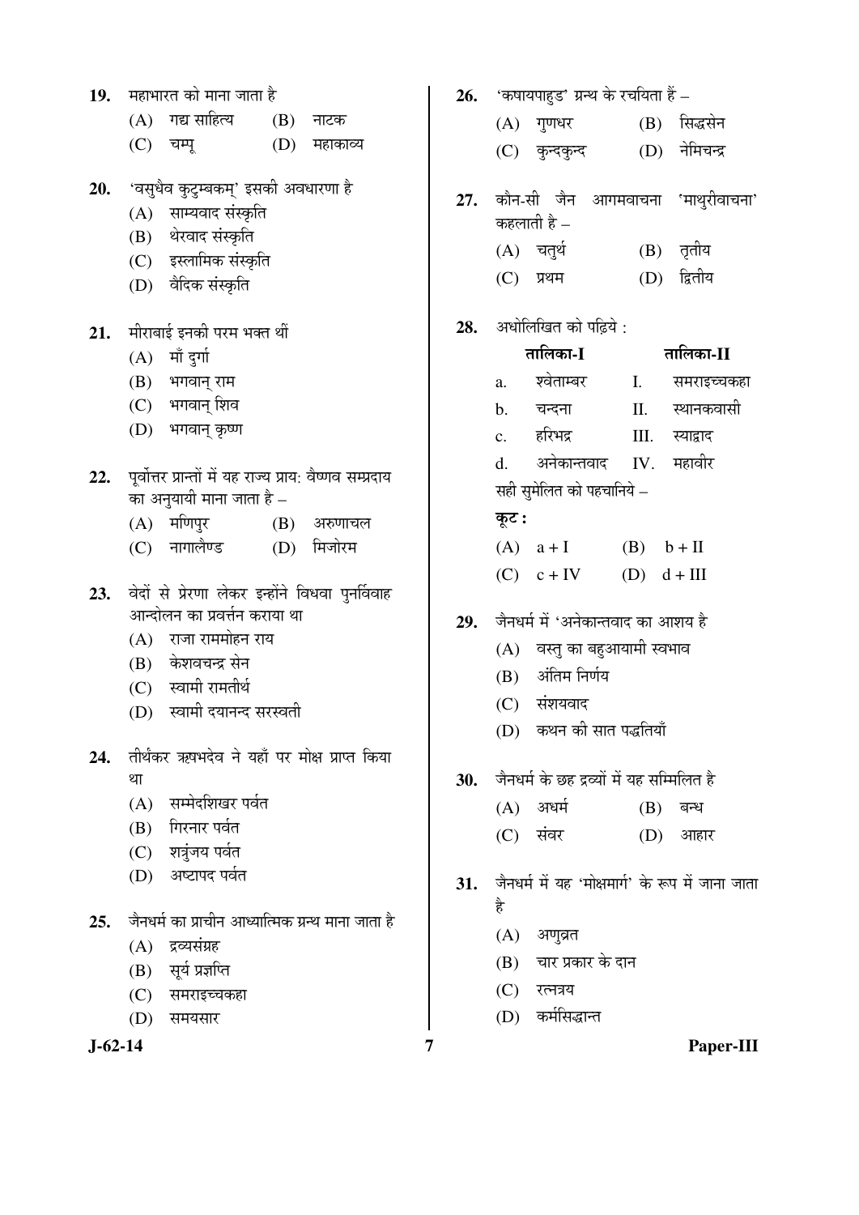19. महाभारत को माना जाता है

(A) गद्य साहित्य (B) नाटक
(C) चम्पू (D) महाकाव्य

20. 'वसुधैव कुटुम्बकम्' इसकी अवधारणा है

(A) साम्यवाद संस्कृति
(B) थेरवाद संस्कृति
(C) इस्लामिक संस्कृति
(D) वैदिक संस्कृति

21. मीराबाई इनकी परम भक्त थीं

(A) माँ दुर्गा
(B) भगवान् राम
(C) भगवान् शिव
(D) भगवान् कृष्ण

22. पूर्वोत्तर प्रान्तों में यह राज्य प्राय: वैष्णव सम्प्रदाय का अनुयायी माना जाता है –

(A) मणिपुर (B) अरुणाचल
(C) नागालैण्ड (D) मिजोरम

23. वेदों से प्रेरणा लेकर इन्होंने विधवा पुनर्विवाह आन्दोलन का प्रवर्त्तन कराया था

(A) राजा राममोहन राय
(B) केशवचन्द्र सेन
(C) स्वामी रामतीर्थ
(D) स्वामी दयानन्द सरस्वती

24. तीर्थंकर ऋषभदेव ने यहाँ पर मोक्ष प्राप्त किया था

(A) सम्मेदशिखर पर्वत
(B) गिरनार पर्वत
(C) शत्रुंजय पर्वत
(D) अष्टापद पर्वत

25. जैनधर्म का प्राचीन आध्यात्मिक ग्रन्थ माना जाता है

(A) द्रव्यसंग्रह
(B) सूर्य प्रज्ञप्ति
(C) समराइच्चकहा
(D) समयसार

26. 'कषायपाहुड' ग्रन्थ के रचयिता हैं –

(A) गुणधर (B) सिद्धसेन
(C) कुन्दकुन्द (D) नेमिचन्द्र

27. कौन-सी जैन आगमवाचना 'माथुरीवाचना' कहलाती है –

(A) चतुर्थ (B) तृतीय
(C) प्रथम (D) द्वितीय

28. अधोलिखित को पढ़िये :

| | तालिका-I | | तालिका-II |
|---|---|---|---|
| a. | श्वेताम्बर | I. | समराइच्चकहा |
| b. | चन्दना | II. | स्थानकवासी |
| c. | हरिभद्र | III. | स्याद्वाद |
| d. | अनेकान्तवाद | IV. | महावीर |

सही सुमेलित को पहचानिये –

**कूट :**

(A) a + I (B) b + II
(C) c + IV (D) d + III

29. जैनधर्म में 'अनेकान्तवाद का आशय है

(A) वस्तु का बहुआयामी स्वभाव
(B) अंतिम निर्णय
(C) संशयवाद
(D) कथन की सात पद्धतियाँ

30. जैनधर्म के छह द्रव्यों में यह सम्मिलित है

(A) अधर्म (B) बन्ध
(C) संवर (D) आहार

31. जैनधर्म में यह 'मोक्षमार्ग' के रूप में जाना जाता है

(A) अणुव्रत
(B) चार प्रकार के दान
(C) रत्नत्रय
(D) कर्मसिद्धान्त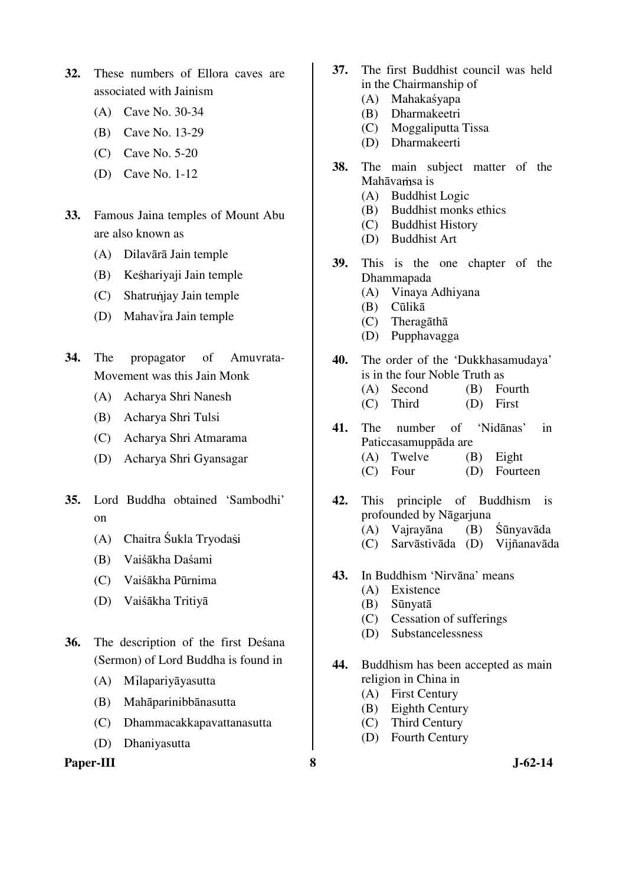**32.** These numbers of Ellora caves are associated with Jainism

(A) Cave No. 30-34

(B) Cave No. 13-29

(C) Cave No. 5-20

(D) Cave No. 1-12

**33.** Famous Jaina temples of Mount Abu are also known as

(A) Dilavārā Jain temple

(B) Keṡhariyaji Jain temple

(C) Shatruṅjay Jain temple

(D) Mahavīra Jain temple

**34.** The propagator of Amuvrata-Movement was this Jain Monk

(A) Acharya Shri Nanesh

(B) Acharya Shri Tulsi

(C) Acharya Shri Atmarama

(D) Acharya Shri Gyansagar

**35.** Lord Buddha obtained 'Sambodhi' on

(A) Chaitra Śukla Tryodaṣi

(B) Vaiśākha Daśami

(C) Vaiśākha Pūrnima

(D) Vaiśākha Tritiyā

**36.** The description of the first Deśana (Sermon) of Lord Buddha is found in

(A) Mīlapariyāyasutta

(B) Mahāparinibbānasutta

(C) Dhammacakkapavattanasutta

(D) Dhaniyasutta

**37.** The first Buddhist council was held in the Chairmanship of

(A) Mahakaśyapa

(B) Dharmakeetri

(C) Moggaliputta Tissa

(D) Dharmakeerti

**38.** The main subject matter of the Mahāvaṁsa is

(A) Buddhist Logic

(B) Buddhist monks ethics

(C) Buddhist History

(D) Buddhist Art

**39.** This is the one chapter of the Dhammapada

(A) Vinaya Adhiyana

(B) Cūlikā

(C) Theragāthā

(D) Pupphavagga

**40.** The order of the 'Dukkhasamudaya' is in the four Noble Truth as

(A) Second (B) Fourth

(C) Third (D) First

**41.** The number of 'Nidānas' in Paticcasamuppāda are

(A) Twelve (B) Eight

(C) Four (D) Fourteen

**42.** This principle of Buddhism is profounded by Nāgarjuna

(A) Vajrayāna (B) Śūnyavāda

(C) Sarvāstivāda (D) Vijñanavāda

**43.** In Buddhism 'Nirvāna' means

(A) Existence

(B) Sūnyatā

(C) Cessation of sufferings

(D) Substancelessness

**44.** Buddhism has been accepted as main religion in China in

(A) First Century

(B) Eighth Century

(C) Third Century

(D) Fourth Century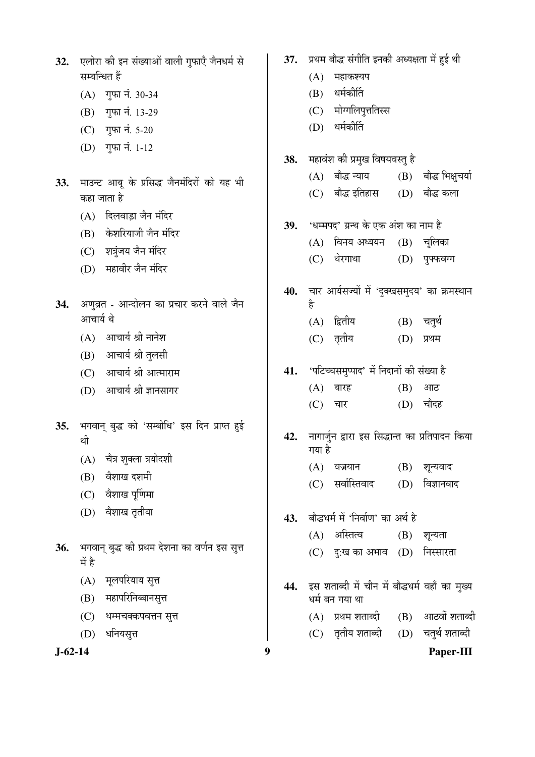32. एलोरा की इन संख्याओं वाली गुफाएँ जैनधर्म से सम्बन्धित हैं
    - (A) गुफा नं. 30-34
    - (B) गुफा नं. 13-29
    - (C) गुफा नं. 5-20
    - (D) गुफा नं. 1-12

33. माउन्ट आबू के प्रसिद्ध जैनमंदिरों को यह भी कहा जाता है
    - (A) दिलवाड़ा जैन मंदिर
    - (B) केशरियाजी जैन मंदिर
    - (C) शत्रुंजय जैन मंदिर
    - (D) महावीर जैन मंदिर

34. अणुव्रत - आन्दोलन का प्रचार करने वाले जैन आचार्य थे
    - (A) आचार्य श्री नानेश
    - (B) आचार्य श्री तुलसी
    - (C) आचार्य श्री आत्माराम
    - (D) आचार्य श्री ज्ञानसागर

35. भगवान् बुद्ध को 'सम्बोधि' इस दिन प्राप्त हुई थी
    - (A) चैत्र शुक्ला त्रयोदशी
    - (B) वैशाख दशमी
    - (C) वैशाख पूर्णिमा
    - (D) वैशाख तृतीया

36. भगवान् बुद्ध की प्रथम देशना का वर्णन इस सुत्त में है
    - (A) मूलपरियाय सुत्त
    - (B) महापरिनिब्बानसुत्त
    - (C) धम्मचक्कपवत्तन सुत्त
    - (D) धनियसुत्त

37. प्रथम बौद्ध संगीति इनकी अध्यक्षता में हुई थी
    - (A) महाकश्यप
    - (B) धर्मकीर्ति
    - (C) मोग्गलिपुत्ततिस्स
    - (D) धर्मकीर्ति

38. महावंश की प्रमुख विषयवस्तु है
    - (A) बौद्ध न्याय
    - (B) बौद्ध भिक्षुचर्या
    - (C) बौद्ध इतिहास
    - (D) बौद्ध कला

39. 'धम्मपद' ग्रन्थ के एक अंश का नाम है
    - (A) विनय अध्ययन
    - (B) चूलिका
    - (C) थेरगाथा
    - (D) पुप्फवग्ग

40. चार आर्यसज्यों में 'दुक्खसमुदय' का क्रमस्थान है
    - (A) द्वितीय
    - (B) चतुर्थ
    - (C) तृतीय
    - (D) प्रथम

41. 'पटिच्चसमुप्पाद' में निदानों की संख्या है
    - (A) बारह
    - (B) आठ
    - (C) चार
    - (D) चौदह

42. नागार्जुन द्वारा इस सिद्धान्त का प्रतिपादन किया गया है
    - (A) वज्रयान
    - (B) शून्यवाद
    - (C) सर्वास्तिवाद
    - (D) विज्ञानवाद

43. बौद्धधर्म में 'निर्वाण' का अर्थ है
    - (A) अस्तित्व
    - (B) शून्यता
    - (C) दु:ख का अभाव
    - (D) निस्सारता

44. इस शताब्दी में चीन में बौद्धधर्म वहाँ का मुख्य धर्म बन गया था
    - (A) प्रथम शताब्दी
    - (B) आठवीं शताब्दी
    - (C) तृतीय शताब्दी
    - (D) चतुर्थ शताब्दी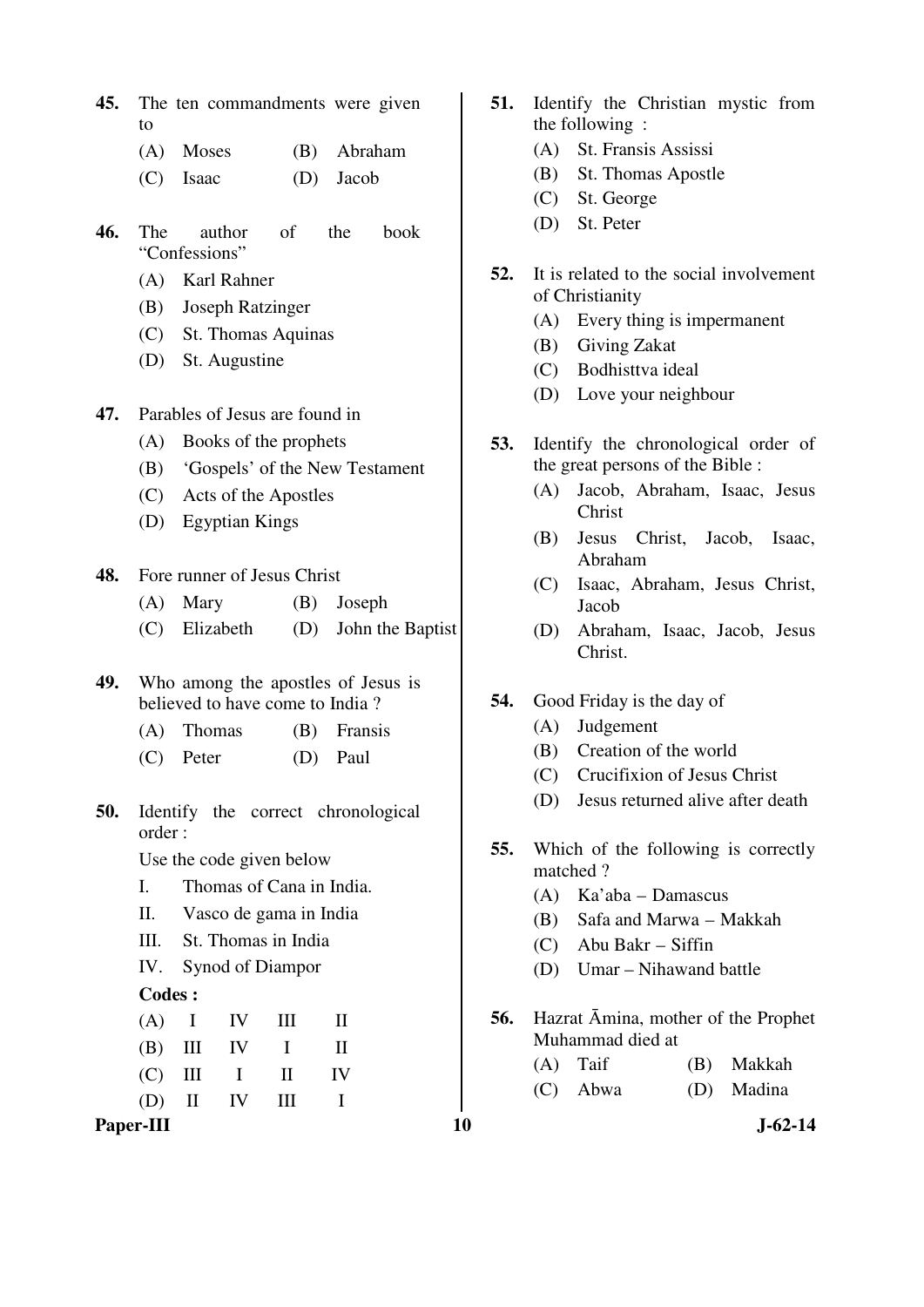45. The ten commandments were given to

(A) Moses (B) Abraham

(C) Isaac (D) Jacob

46. The author of the book "Confessions"

(A) Karl Rahner

(B) Joseph Ratzinger

(C) St. Thomas Aquinas

(D) St. Augustine

47. Parables of Jesus are found in

(A) Books of the prophets

(B) 'Gospels' of the New Testament

(C) Acts of the Apostles

(D) Egyptian Kings

48. Fore runner of Jesus Christ

(A) Mary (B) Joseph

(C) Elizabeth (D) John the Baptist

49. Who among the apostles of Jesus is believed to have come to India ?

(A) Thomas (B) Fransis

(C) Peter (D) Paul

50. Identify the correct chronological order :

Use the code given below

I. Thomas of Cana in India.

II. Vasco de gama in India

III. St. Thomas in India

IV. Synod of Diampor

**Codes :**

| | | | | |
|---|---|---|---|---|
| (A) | I | IV | III | II |
| (B) | III | IV | I | II |
| (C) | III | I | II | IV |
| (D) | II | IV | III | I |

51. Identify the Christian mystic from the following :

(A) St. Fransis Assissi

(B) St. Thomas Apostle

(C) St. George

(D) St. Peter

52. It is related to the social involvement of Christianity

(A) Every thing is impermanent

(B) Giving Zakat

(C) Bodhisttva ideal

(D) Love your neighbour

53. Identify the chronological order of the great persons of the Bible :

(A) Jacob, Abraham, Isaac, Jesus Christ

(B) Jesus Christ, Jacob, Isaac, Abraham

(C) Isaac, Abraham, Jesus Christ, Jacob

(D) Abraham, Isaac, Jacob, Jesus Christ.

54. Good Friday is the day of

(A) Judgement

(B) Creation of the world

(C) Crucifixion of Jesus Christ

(D) Jesus returned alive after death

55. Which of the following is correctly matched ?

(A) Ka'aba – Damascus

(B) Safa and Marwa – Makkah

(C) Abu Bakr – Siffin

(D) Umar – Nihawand battle

56. Hazrat Āmina, mother of the Prophet Muhammad died at

(A) Taif (B) Makkah

(C) Abwa (D) Madina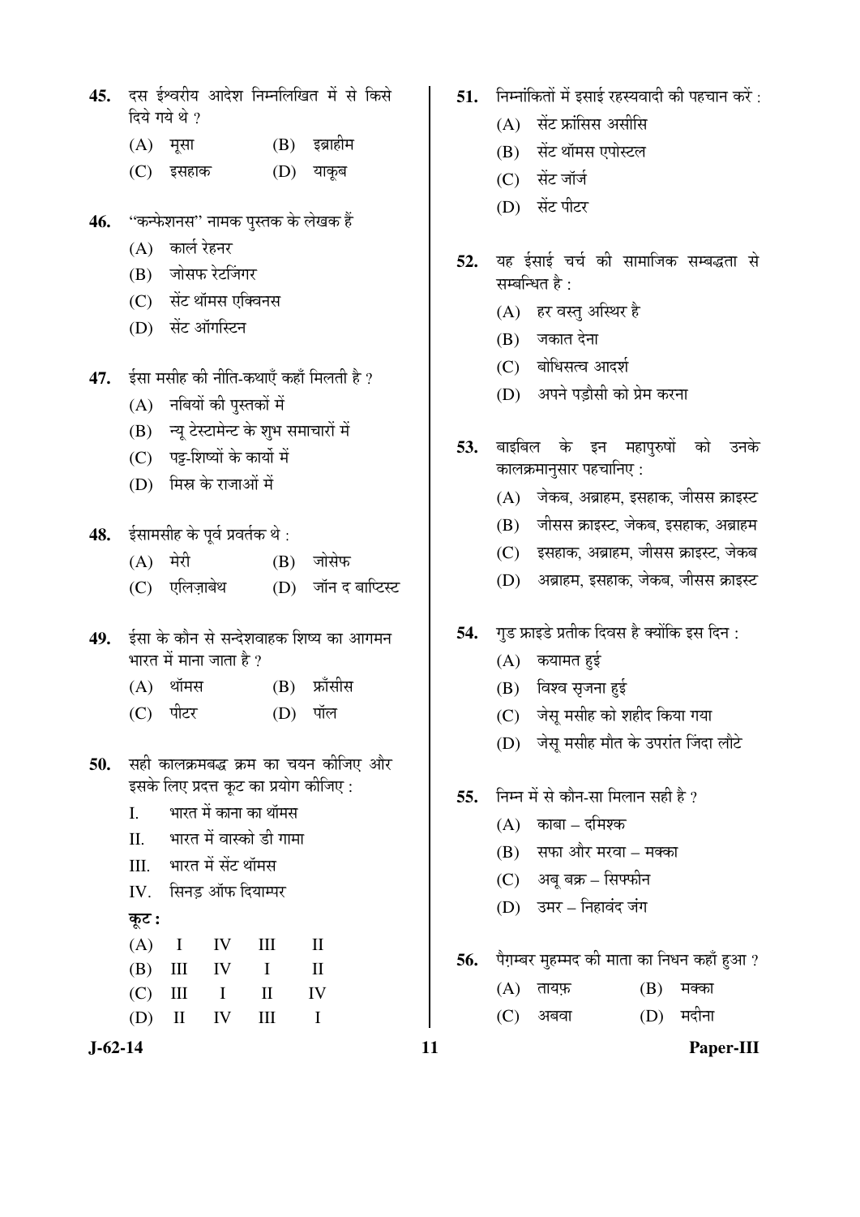45. दस ईश्वरीय आदेश निम्नलिखित में से किसे दिये गये थे ?

(A) मूसा (B) इब्राहीम
(C) इसहाक (D) याकूब

46. ''कन्फेशनस'' नामक पुस्तक के लेखक हैं

(A) कार्ल रेहनर
(B) जोसफ रेटजिंगर
(C) सेंट थॉमस एक्विनस
(D) सेंट ऑगस्टिन

47. ईसा मसीह की नीति-कथाएँ कहाँ मिलती है ?

(A) नबियों की पुस्तकों में
(B) न्यू टेस्टामेन्ट के शुभ समाचारों में
(C) पट्ट-शिष्यों के कार्यों में
(D) मिस्र के राजाओं में

48. ईसामसीह के पूर्व प्रवर्तक थे :

(A) मेरी (B) जोसेफ
(C) एलिज़ाबेथ (D) जॉन द बाप्टिस्ट

49. ईसा के कौन से सन्देशवाहक शिष्य का आगमन भारत में माना जाता है ?

(A) थॉमस (B) फ्राँसीस
(C) पीटर (D) पॉल

50. सही कालक्रमबद्ध क्रम का चयन कीजिए और इसके लिए प्रदत्त कूट का प्रयोग कीजिए :

I. भारत में काना का थॉमस
II. भारत में वास्को डी गामा
III. भारत में सेंट थॉमस
IV. सिनड् ऑफ दियाम्पर

**कूट :**

| | | | | |
|---|---|---|---|---|
| (A) | I | IV | III | II |
| (B) | III | IV | I | II |
| (C) | III | I | II | IV |
| (D) | II | IV | III | I |

51. निम्नांकितों में इसाई रहस्यवादी की पहचान करें :

(A) सेंट फ्रांसिस असीसि
(B) सेंट थॉमस एपोस्टल
(C) सेंट जॉर्ज
(D) सेंट पीटर

52. यह ईसाई चर्च की सामाजिक सम्बद्धता से सम्बन्धित है :

(A) हर वस्तु अस्थिर है
(B) जकात देना
(C) बोधिसत्व आदर्श
(D) अपने पड़ौसी को प्रेम करना

53. बाइबिल के इन महापुरुषों को उनके कालक्रमानुसार पहचानिए :

(A) जेकब, अब्राहम, इसहाक, जीसस क्राइस्ट
(B) जीसस क्राइस्ट, जेकब, इसहाक, अब्राहम
(C) इसहाक, अब्राहम, जीसस क्राइस्ट, जेकब
(D) अब्राहम, इसहाक, जेकब, जीसस क्राइस्ट

54. गुड फ्राइडे प्रतीक दिवस है क्योंकि इस दिन :

(A) कयामत हुई
(B) विश्व सृजना हुई
(C) जेसू मसीह को शहीद किया गया
(D) जेसू मसीह मौत के उपरांत जिंदा लौटे

55. निम्न में से कौन-सा मिलान सही है ?

(A) काबा – दमिश्क
(B) सफा और मरवा – मक्का
(C) अबू बक्र – सिफ्फीन
(D) उमर – निहावंद जंग

56. पैग़म्बर मुहम्मद की माता का निधन कहाँ हुआ ?

(A) तायफ़ (B) मक्का
(C) अबवा (D) मदीना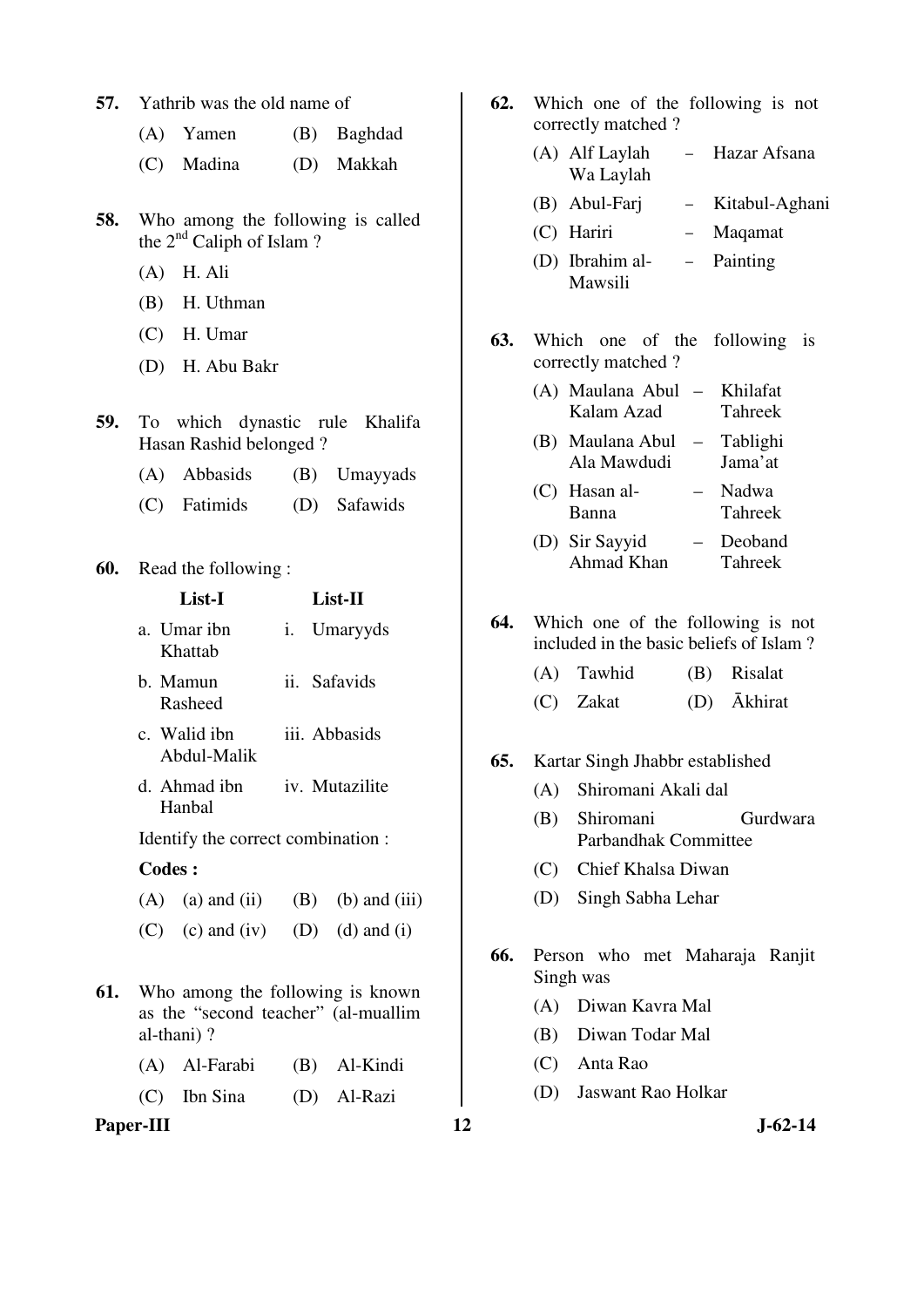57. Yathrib was the old name of

(A) Yamen (B) Baghdad

(C) Madina (D) Makkah

58. Who among the following is called the 2nd Caliph of Islam ?

(A) H. Ali

(B) H. Uthman

(C) H. Umar

(D) H. Abu Bakr

59. To which dynastic rule Khalifa Hasan Rashid belonged ?

(A) Abbasids (B) Umayyads

(C) Fatimids (D) Safawids

60. Read the following :

| List-I | List-II |
|---|---|
| a. Umar ibn Khattab | i. Umaryyds |
| b. Mamun Rasheed | ii. Safavids |
| c. Walid ibn Abdul-Malik | iii. Abbasids |
| d. Ahmad ibn Hanbal | iv. Mutazilite |

Identify the correct combination :

**Codes :**

(A) (a) and (ii) (B) (b) and (iii)

(C) (c) and (iv) (D) (d) and (i)

61. Who among the following is known as the "second teacher" (al-muallim al-thani) ?

(A) Al-Farabi (B) Al-Kindi

(C) Ibn Sina (D) Al-Razi

62. Which one of the following is not correctly matched ?

(A) Alf Laylah Wa Laylah – Hazar Afsana

(B) Abul-Farj – Kitabul-Aghani

(C) Hariri – Maqamat

(D) Ibrahim al-Mawsili – Painting

63. Which one of the following is correctly matched ?

(A) Maulana Abul Kalam Azad – Khilafat Tahreek

(B) Maulana Abul Ala Mawdudi – Tablighi Jama'at

(C) Hasan al-Banna – Nadwa Tahreek

(D) Sir Sayyid Ahmad Khan – Deoband Tahreek

64. Which one of the following is not included in the basic beliefs of Islam ?

(A) Tawhid (B) Risalat

(C) Zakat (D) Ākhirat

65. Kartar Singh Jhabbr established

(A) Shiromani Akali dal

(B) Shiromani Gurdwara Parbandhak Committee

(C) Chief Khalsa Diwan

(D) Singh Sabha Lehar

66. Person who met Maharaja Ranjit Singh was

(A) Diwan Kavra Mal

(B) Diwan Todar Mal

(C) Anta Rao

(D) Jaswant Rao Holkar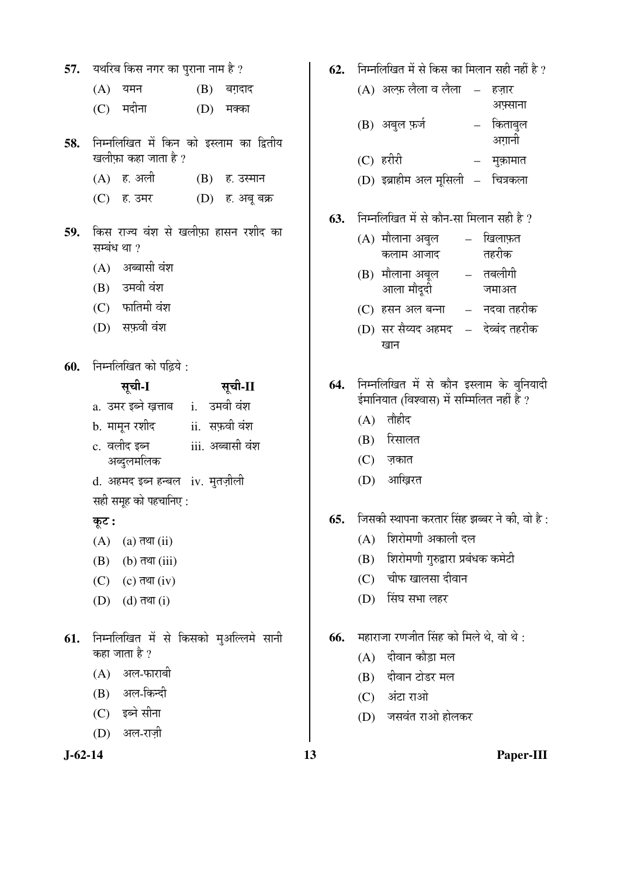57. यथरिब किस नगर का पुराना नाम है ?

(A) यमन
(B) बग़दाद
(C) मदीना
(D) मक्का

58. निम्नलिखित में किन को इस्लाम का द्वितीय खलीफ़ा कहा जाता है ?

(A) ह. अली
(B) ह. उस्मान
(C) ह. उमर
(D) ह. अबू बक्र

59. किस राज्य वंश से खलीफ़ा हासन रशीद का सम्बंध था ?

(A) अब्बासी वंश
(B) उमवी वंश
(C) फातिमी वंश
(D) सफ़वी वंश

60. निम्नलिखित को पढ़िये :

| सूची-I | सूची-II |
|---|---|
| a. उमर इब्ने ख़त्ताब | i. उमवी वंश |
| b. मामून रशीद | ii. सफ़वी वंश |
| c. वलीद इब्न अब्दुलमलिक | iii. अब्बासी वंश |
| d. अहमद इब्न हन्बल | iv. मुतज़ीली |

सही समूह को पहचानिए :

**कूट :**

(A) (a) तथा (ii)
(B) (b) तथा (iii)
(C) (c) तथा (iv)
(D) (d) तथा (i)

61. निम्नलिखित में से किसको मुअल्लिमे सानी कहा जाता है ?

(A) अल-फाराबी
(B) अल-किन्दी
(C) इब्ने सीना
(D) अल-राज़ी

62. निम्नलिखित में से किस का मिलान सही नहीं है ?

(A) अल्फ़ लैला व लैला – हज़ार अफ़साना
(B) अबुल फ़र्ज – किताबुल अग़ानी
(C) हरीरी – मुक़ामात
(D) इब्राहीम अल मूसिली – चित्रकला

63. निम्नलिखित में से कौन-सा मिलान सही है ?

(A) मौलाना अबुल कलाम आजाद – खिलाफ़त तहरीक
(B) मौलाना अबूल आला मौदूदी – तबलीगी जमाअत
(C) हसन अल बन्ना – नदवा तहरीक
(D) सर सैय्यद अहमद खान – देव्बंद तहरीक

64. निम्नलिखित में से कौन इस्लाम के बुनियादी ईमानियात (विश्वास) में सम्मिलित नहीं है ?

(A) तौहीद
(B) रिसालत
(C) ज़कात
(D) आख़िरत

65. जिसकी स्थापना करतार सिंह झब्बर ने की, वो है :

(A) शिरोमणी अकाली दल
(B) शिरोमणी गुरुद्वारा प्रबंधक कमेटी
(C) चीफ खालसा दीवान
(D) सिंघ सभा लहर

66. महाराजा रणजीत सिंह को मिले थे, वो थे :

(A) दीवान कौड़ा मल
(B) दीवान टोडर मल
(C) अंटा राओ
(D) जसवंत राओ होलकर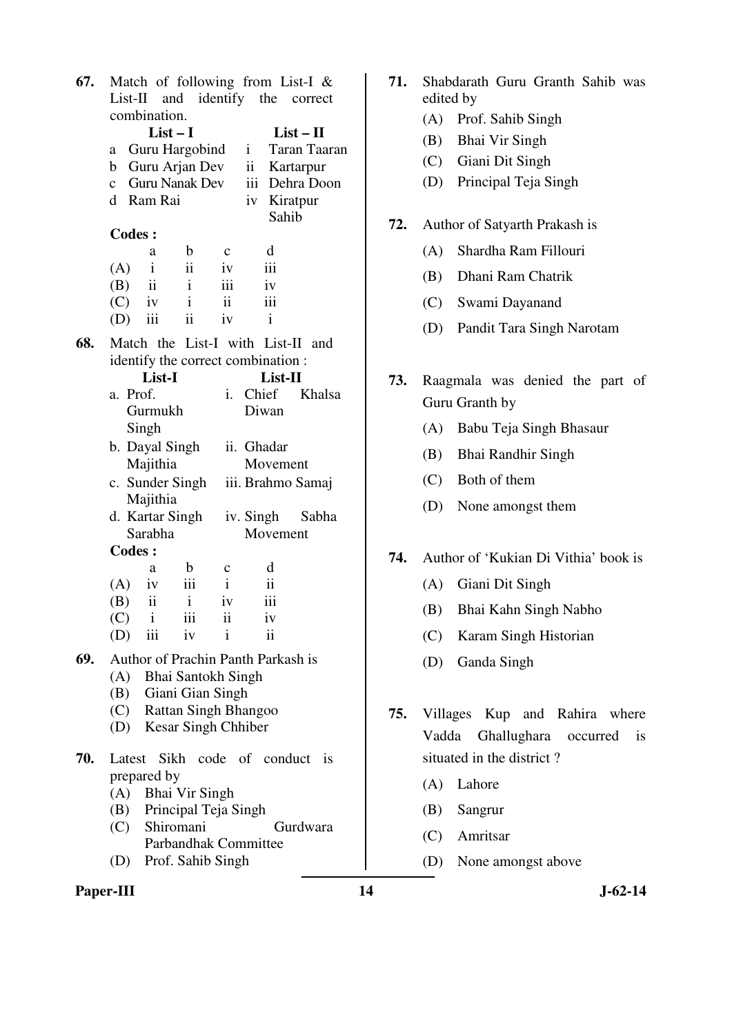67. Match of following from List-I & List-II and identify the correct combination.

| | List – I | | List – II |
|---|---|---|---|
| a | Guru Hargobind | i | Taran Taaran |
| b | Guru Arjan Dev | ii | Kartarpur |
| c | Guru Nanak Dev | iii | Dehra Doon |
| d | Ram Rai | iv | Kiratpur Sahib |

**Codes :**

| | a | b | c | d |
|---|---|---|---|---|
| (A) | i | ii | iv | iii |
| (B) | ii | i | iii | iv |
| (C) | iv | i | ii | iii |
| (D) | iii | ii | iv | i |

68. Match the List-I with List-II and identify the correct combination :

| List-I | List-II |
|---|---|
| a. Prof. Gurmukh Singh | i. Chief Khalsa Diwan |
| b. Dayal Singh Majithia | ii. Ghadar Movement |
| c. Sunder Singh Majithia | iii. Brahmo Samaj |
| d. Kartar Singh Sarabha | iv. Singh Sabha Movement |

**Codes :**

| | a | b | c | d |
|---|---|---|---|---|
| (A) | iv | iii | i | ii |
| (B) | ii | i | iv | iii |
| (C) | i | iii | ii | iv |
| (D) | iii | iv | i | ii |

69. Author of Prachin Panth Parkash is
(A) Bhai Santokh Singh
(B) Giani Gian Singh
(C) Rattan Singh Bhangoo
(D) Kesar Singh Chhiber

70. Latest Sikh code of conduct is prepared by
(A) Bhai Vir Singh
(B) Principal Teja Singh
(C) Shiromani Gurdwara Parbandhak Committee
(D) Prof. Sahib Singh

71. Shabdarath Guru Granth Sahib was edited by
(A) Prof. Sahib Singh
(B) Bhai Vir Singh
(C) Giani Dit Singh
(D) Principal Teja Singh

72. Author of Satyarth Prakash is
(A) Shardha Ram Fillouri
(B) Dhani Ram Chatrik
(C) Swami Dayanand
(D) Pandit Tara Singh Narotam

73. Raagmala was denied the part of Guru Granth by
(A) Babu Teja Singh Bhasaur
(B) Bhai Randhir Singh
(C) Both of them
(D) None amongst them

74. Author of 'Kukian Di Vithia' book is
(A) Giani Dit Singh
(B) Bhai Kahn Singh Nabho
(C) Karam Singh Historian
(D) Ganda Singh

75. Villages Kup and Rahira where Vadda Ghallughara occurred is situated in the district ?
(A) Lahore
(B) Sangrur
(C) Amritsar
(D) None amongst above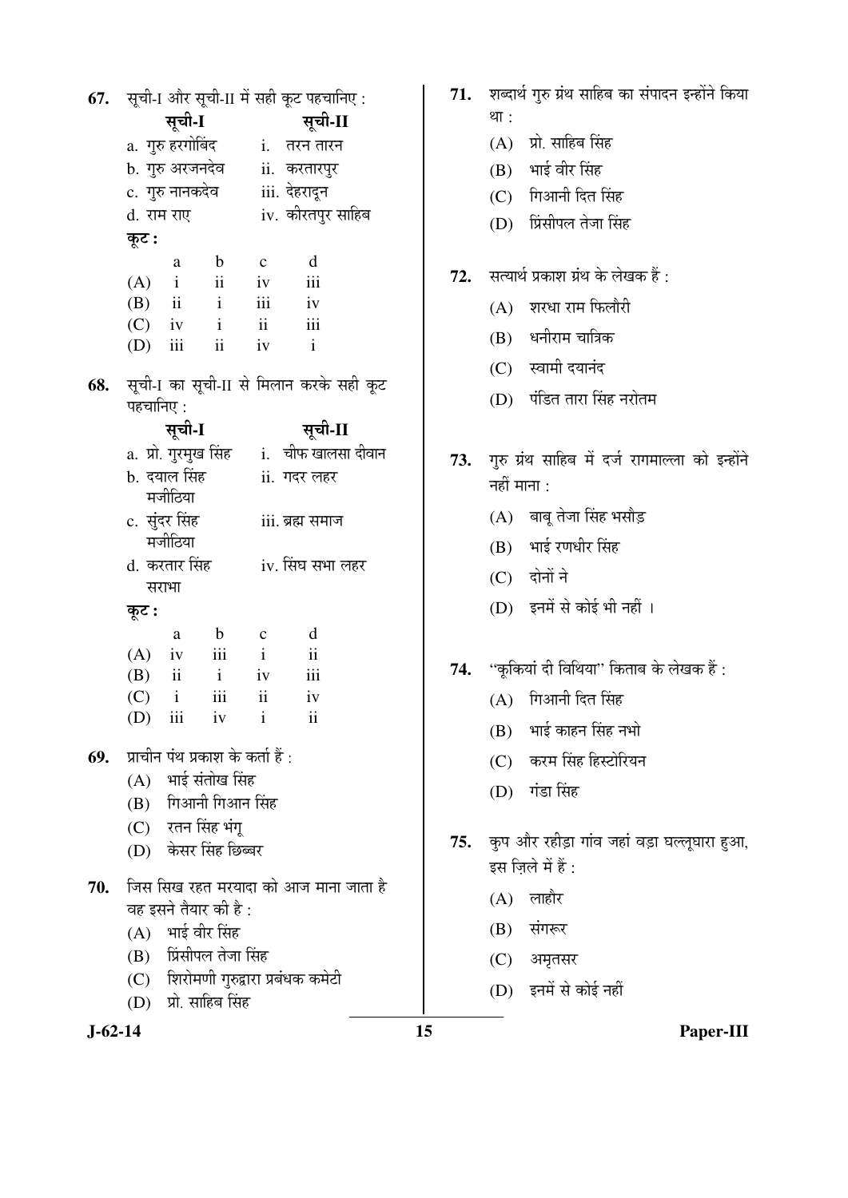67. सूची-I और सूची-II में सही कूट पहचानिए :

| सूची-I | सूची-II |
|---|---|
| a. गुरु हरगोबिंद | i. तरन तारन |
| b. गुरु अरजनदेव | ii. करतारपुर |
| c. गुरु नानकदेव | iii. देहरादून |
| d. राम राए | iv. कीरतपुर साहिब |

**कूट :**

| | a | b | c | d |
|---|---|---|---|---|
| (A) | i | ii | iv | iii |
| (B) | ii | i | iii | iv |
| (C) | iv | i | ii | iii |
| (D) | iii | ii | iv | i |

68. सूची-I का सूची-II से मिलान करके सही कूट पहचानिए :

| सूची-I | सूची-II |
|---|---|
| a. प्रो. गुरमुख सिंह | i. चीफ खालसा दीवान |
| b. दयाल सिंह मजीठिया | ii. गदर लहर |
| c. सुंदर सिंह मजीठिया | iii. ब्रह्म समाज |
| d. करतार सिंह सराभा | iv. सिंघ सभा लहर |

**कूट :**

| | a | b | c | d |
|---|---|---|---|---|
| (A) | iv | iii | i | ii |
| (B) | ii | i | iv | iii |
| (C) | i | iii | ii | iv |
| (D) | iii | iv | i | ii |

69. प्राचीन पंथ प्रकाश के कर्ता हैं :
(A) भाई संतोख सिंह
(B) गिआनी गिआन सिंह
(C) रतन सिंह भंगू
(D) केसर सिंह छिब्बर

70. जिस सिख रहत मरयादा को आज माना जाता है वह इसने तैयार की है :
(A) भाई वीर सिंह
(B) प्रिंसीपल तेजा सिंह
(C) शिरोमणी गुरुद्वारा प्रबंधक कमेटी
(D) प्रो. साहिब सिंह

71. शब्दार्थ गुरु ग्रंथ साहिब का संपादन इन्होंने किया था :
(A) प्रो. साहिब सिंह
(B) भाई वीर सिंह
(C) गिआनी दित सिंह
(D) प्रिंसीपल तेजा सिंह

72. सत्यार्थ प्रकाश ग्रंथ के लेखक हैं :
(A) शरधा राम फिलौरी
(B) धनीराम चात्रिक
(C) स्वामी दयानंद
(D) पंडित तारा सिंह नरोतम

73. गुरु ग्रंथ साहिब में दर्ज रागमाल्ला को इन्होंने नहीं माना :
(A) बाबू तेजा सिंह भसौड़
(B) भाई रणधीर सिंह
(C) दोनों ने
(D) इनमें से कोई भी नहीं ।

74. "कूकियां दी विथिया" किताब के लेखक हैं :
(A) गिआनी दित सिंह
(B) भाई काहन सिंह नभो
(C) करम सिंह हिस्टोरियन
(D) गंडा सिंह

75. कुप और रहीड़ा गांव जहां वड़ा घल्लूघारा हुआ, इस ज़िले में हैं :
(A) लाहौर
(B) संगरूर
(C) अमृतसर
(D) इनमें से कोई नहीं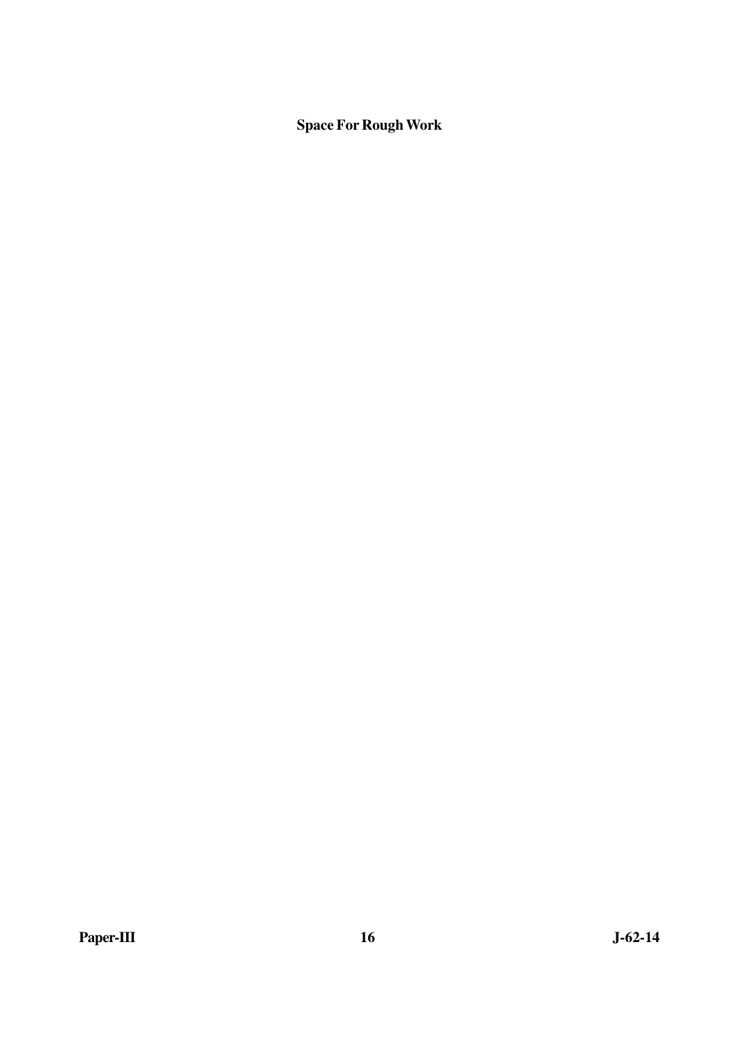**Space For Rough Work**